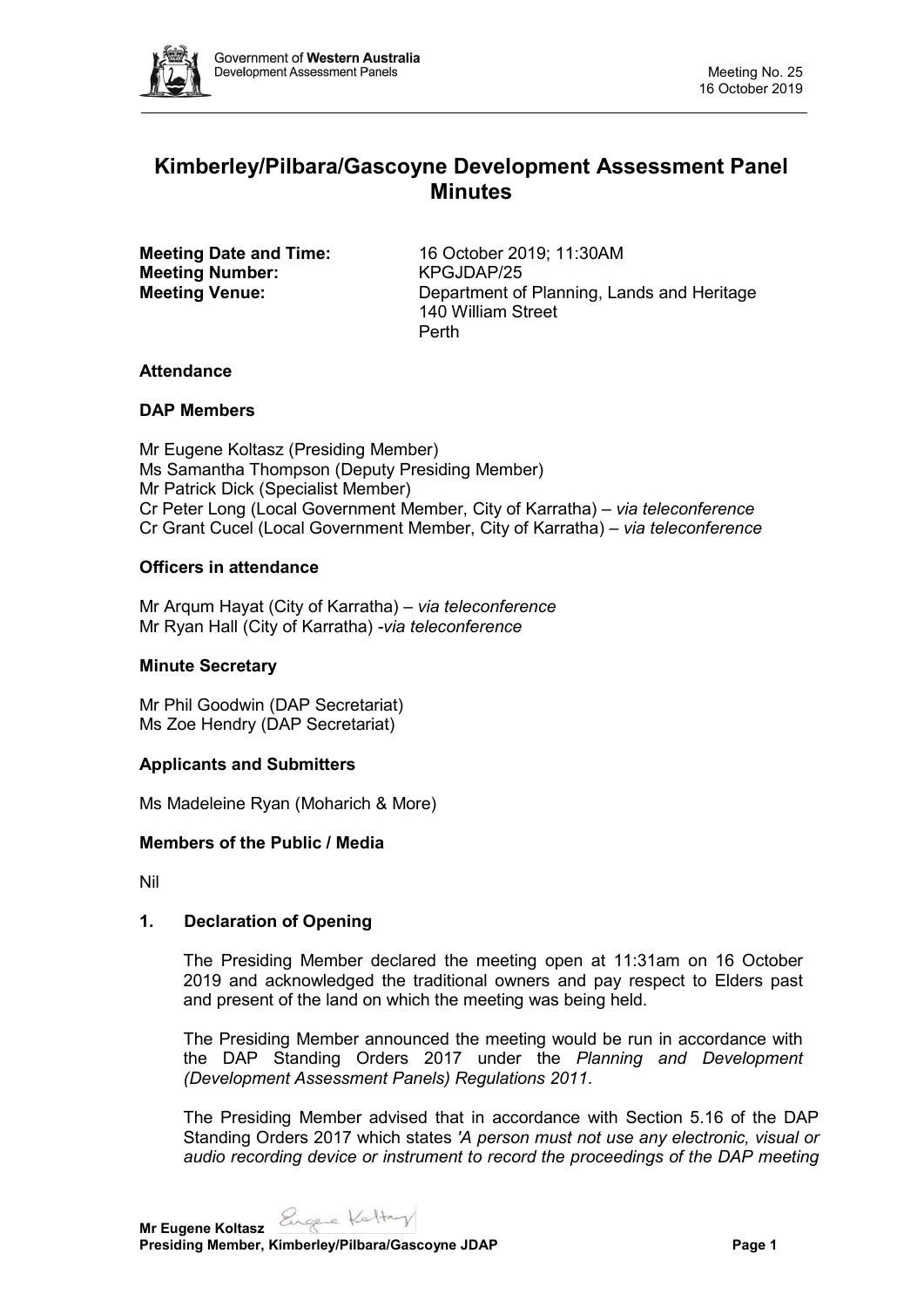# Kimberley/Pilbara/Gascoyne Development Assessment Panel Minutes

**Meeting Date and Time:** 16 October 2019; 11:30AM
**Meeting Number:** KPGJDAP/25
**Meeting Venue:** Department of Planning, Lands and Heritage
140 William Street
Perth

### Attendance

### DAP Members

Mr Eugene Koltasz (Presiding Member)
Ms Samantha Thompson (Deputy Presiding Member)
Mr Patrick Dick (Specialist Member)
Cr Peter Long (Local Government Member, City of Karratha) – *via teleconference*
Cr Grant Cucel (Local Government Member, City of Karratha) – *via teleconference*

### Officers in attendance

Mr Arqum Hayat (City of Karratha) – *via teleconference*
Mr Ryan Hall (City of Karratha) -*via teleconference*

### Minute Secretary

Mr Phil Goodwin (DAP Secretariat)
Ms Zoe Hendry (DAP Secretariat)

### Applicants and Submitters

Ms Madeleine Ryan (Moharich & More)

### Members of the Public / Media

Nil

### 1. Declaration of Opening

The Presiding Member declared the meeting open at 11:31am on 16 October 2019 and acknowledged the traditional owners and pay respect to Elders past and present of the land on which the meeting was being held.

The Presiding Member announced the meeting would be run in accordance with the DAP Standing Orders 2017 under the *Planning and Development (Development Assessment Panels) Regulations 2011*.

The Presiding Member advised that in accordance with Section 5.16 of the DAP Standing Orders 2017 which states *'A person must not use any electronic, visual or audio recording device or instrument to record the proceedings of the DAP meeting*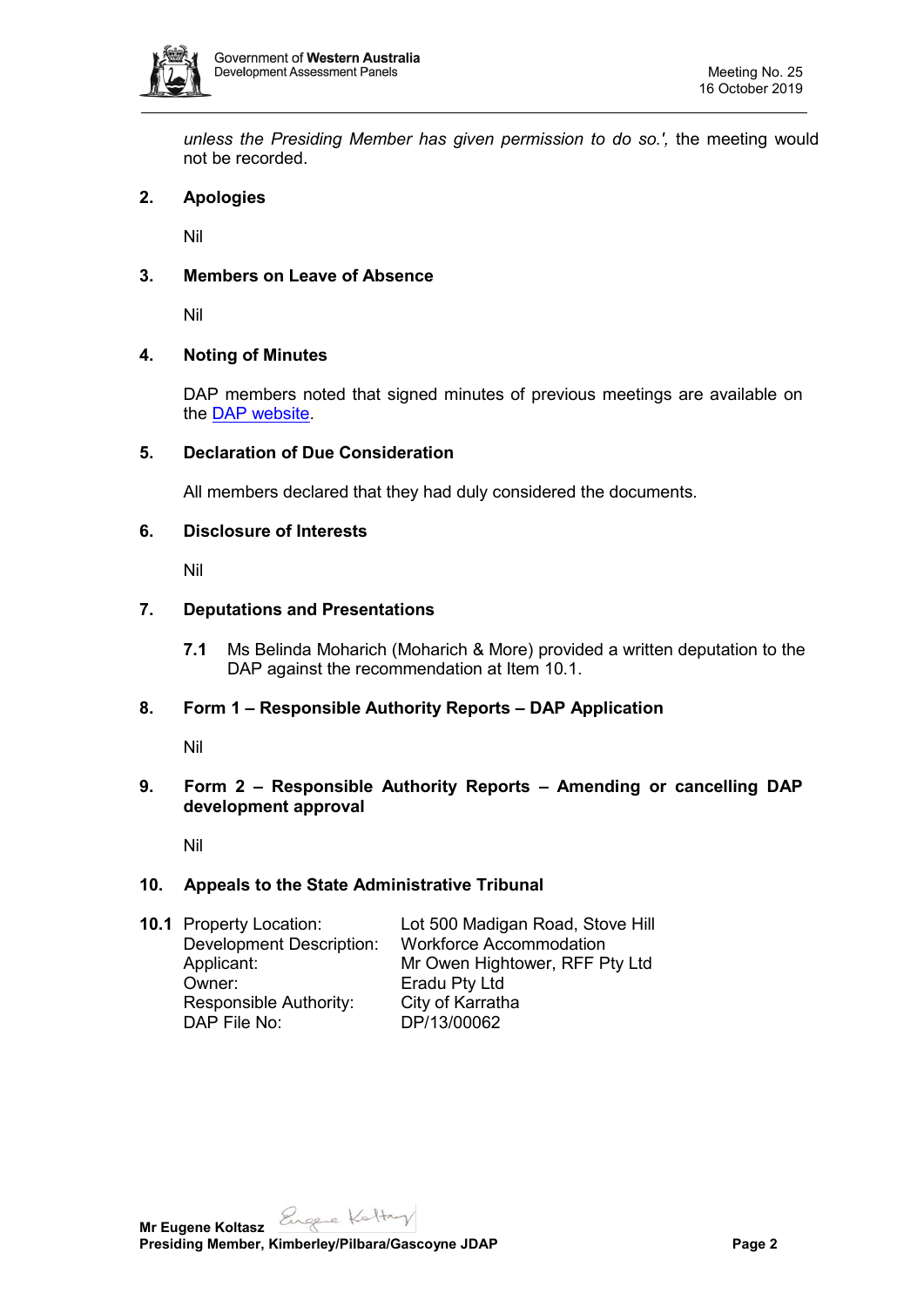*unless the Presiding Member has given permission to do so.',* the meeting would not be recorded.

## 2. Apologies

Nil

## 3. Members on Leave of Absence

Nil

## 4. Noting of Minutes

DAP members noted that signed minutes of previous meetings are available on the DAP website.

## 5. Declaration of Due Consideration

All members declared that they had duly considered the documents.

## 6. Disclosure of Interests

Nil

## 7. Deputations and Presentations

**7.1** Ms Belinda Moharich (Moharich & More) provided a written deputation to the DAP against the recommendation at Item 10.1.

## 8. Form 1 – Responsible Authority Reports – DAP Application

Nil

## 9. Form 2 – Responsible Authority Reports – Amending or cancelling DAP development approval

Nil

## 10. Appeals to the State Administrative Tribunal

**10.1**

| | |
|---|---|
| Property Location: | Lot 500 Madigan Road, Stove Hill |
| Development Description: | Workforce Accommodation |
| Applicant: | Mr Owen Hightower, RFF Pty Ltd |
| Owner: | Eradu Pty Ltd |
| Responsible Authority: | City of Karratha |
| DAP File No: | DP/13/00062 |

**Mr Eugene Koltasz**
**Presiding Member, Kimberley/Pilbara/Gascoyne JDAP**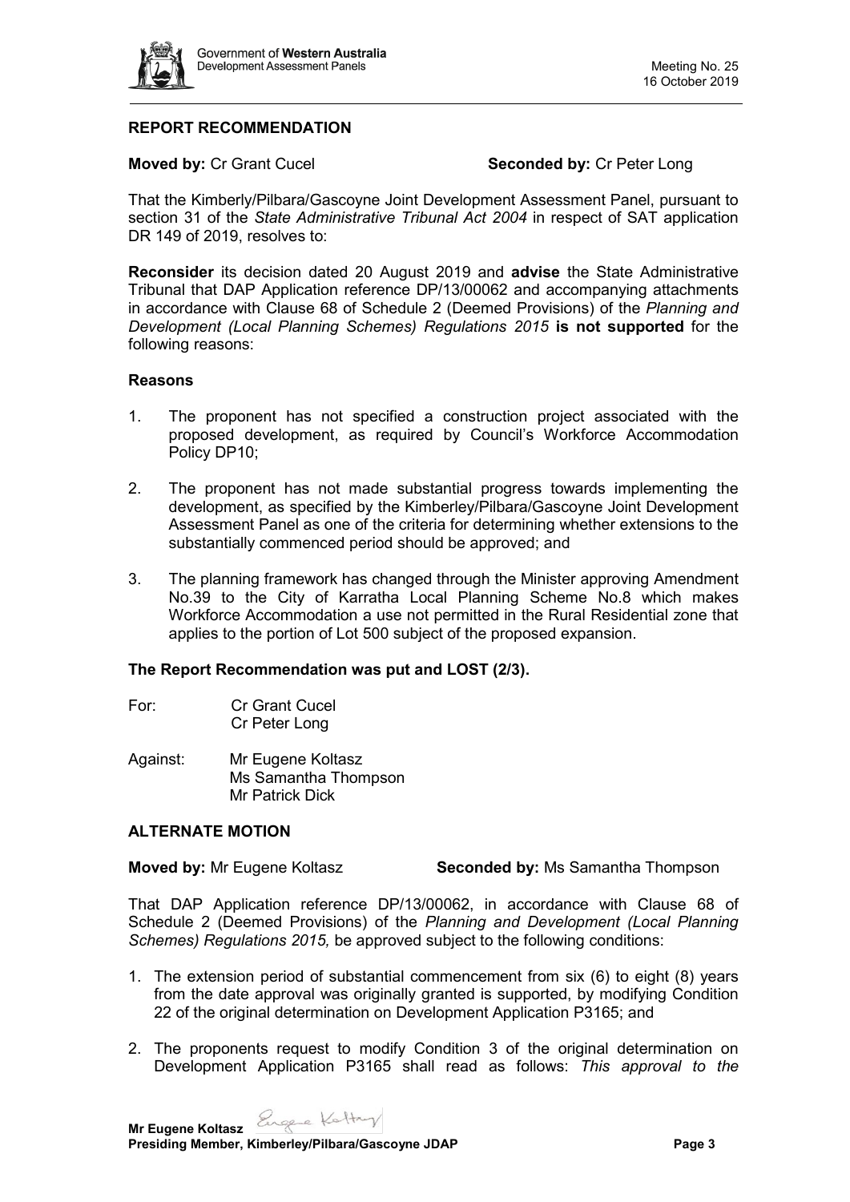## REPORT RECOMMENDATION

**Moved by:** Cr Grant Cucel **Seconded by:** Cr Peter Long

That the Kimberly/Pilbara/Gascoyne Joint Development Assessment Panel, pursuant to section 31 of the *State Administrative Tribunal Act 2004* in respect of SAT application DR 149 of 2019, resolves to:

**Reconsider** its decision dated 20 August 2019 and **advise** the State Administrative Tribunal that DAP Application reference DP/13/00062 and accompanying attachments in accordance with Clause 68 of Schedule 2 (Deemed Provisions) of the *Planning and Development (Local Planning Schemes) Regulations 2015* **is not supported** for the following reasons:

### Reasons

1. The proponent has not specified a construction project associated with the proposed development, as required by Council's Workforce Accommodation Policy DP10;
2. The proponent has not made substantial progress towards implementing the development, as specified by the Kimberley/Pilbara/Gascoyne Joint Development Assessment Panel as one of the criteria for determining whether extensions to the substantially commenced period should be approved; and
3. The planning framework has changed through the Minister approving Amendment No.39 to the City of Karratha Local Planning Scheme No.8 which makes Workforce Accommodation a use not permitted in the Rural Residential zone that applies to the portion of Lot 500 subject of the proposed expansion.

**The Report Recommendation was put and LOST (2/3).**

For: Cr Grant Cucel
Cr Peter Long

Against: Mr Eugene Koltasz
Ms Samantha Thompson
Mr Patrick Dick

## ALTERNATE MOTION

**Moved by:** Mr Eugene Koltasz **Seconded by:** Ms Samantha Thompson

That DAP Application reference DP/13/00062, in accordance with Clause 68 of Schedule 2 (Deemed Provisions) of the *Planning and Development (Local Planning Schemes) Regulations 2015,* be approved subject to the following conditions:

1. The extension period of substantial commencement from six (6) to eight (8) years from the date approval was originally granted is supported, by modifying Condition 22 of the original determination on Development Application P3165; and
2. The proponents request to modify Condition 3 of the original determination on Development Application P3165 shall read as follows: *This approval to the*

**Mr Eugene Koltasz**
**Presiding Member, Kimberley/Pilbara/Gascoyne JDAP**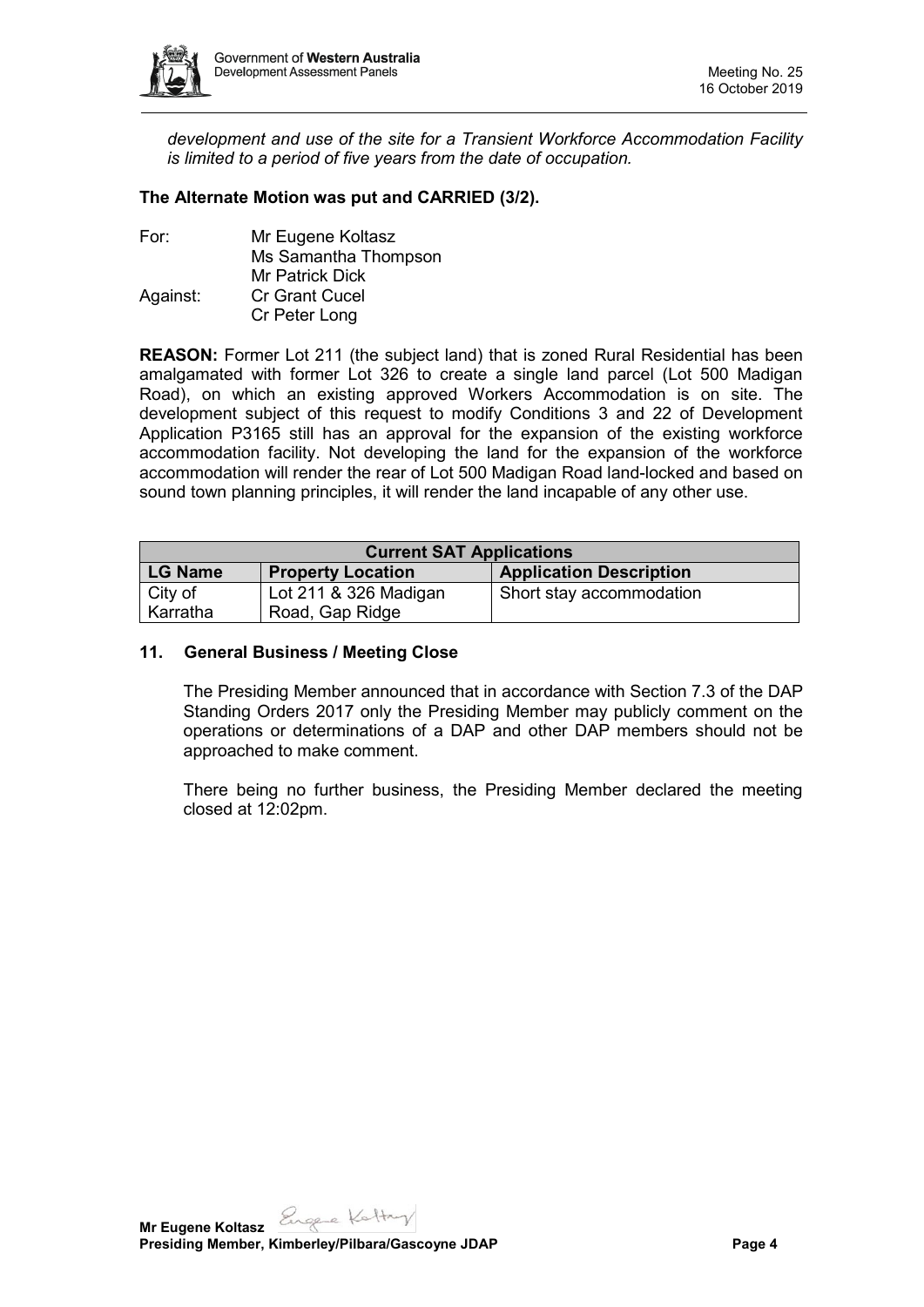*development and use of the site for a Transient Workforce Accommodation Facility is limited to a period of five years from the date of occupation.*

**The Alternate Motion was put and CARRIED (3/2).**

For: Mr Eugene Koltasz
Ms Samantha Thompson
Mr Patrick Dick

Against: Cr Grant Cucel
Cr Peter Long

**REASON:** Former Lot 211 (the subject land) that is zoned Rural Residential has been amalgamated with former Lot 326 to create a single land parcel (Lot 500 Madigan Road), on which an existing approved Workers Accommodation is on site. The development subject of this request to modify Conditions 3 and 22 of Development Application P3165 still has an approval for the expansion of the existing workforce accommodation facility. Not developing the land for the expansion of the workforce accommodation will render the rear of Lot 500 Madigan Road land-locked and based on sound town planning principles, it will render the land incapable of any other use.

| **Current SAT Applications** | | |
|---|---|---|
| **LG Name** | **Property Location** | **Application Description** |
| City of Karratha | Lot 211 & 326 Madigan Road, Gap Ridge | Short stay accommodation |

## 11. General Business / Meeting Close

The Presiding Member announced that in accordance with Section 7.3 of the DAP Standing Orders 2017 only the Presiding Member may publicly comment on the operations or determinations of a DAP and other DAP members should not be approached to make comment.

There being no further business, the Presiding Member declared the meeting closed at 12:02pm.

**Mr Eugene Koltasz**
**Presiding Member, Kimberley/Pilbara/Gascoyne JDAP**